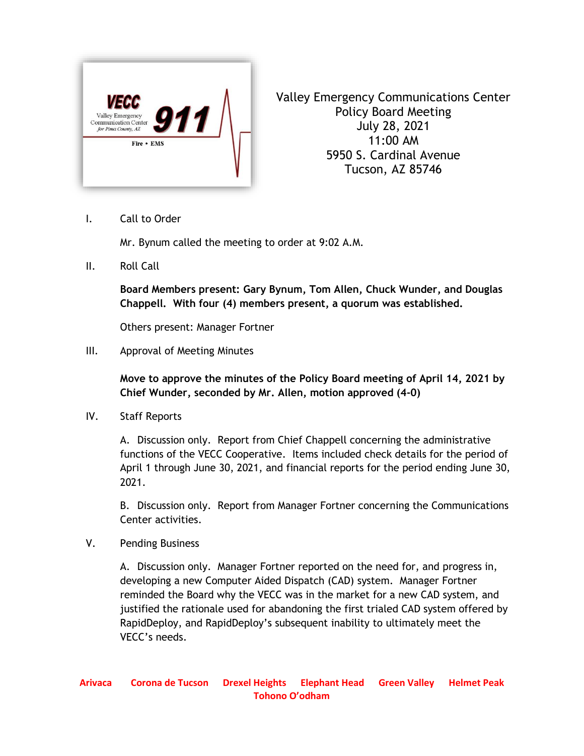VECC
Valley Emergency Communication Center for Pima County, AZ
911
Fire • EMS

Valley Emergency Communications Center
Policy Board Meeting
July 28, 2021
11:00 AM
5950 S. Cardinal Avenue
Tucson, AZ 85746

I. Call to Order

Mr. Bynum called the meeting to order at 9:02 A.M.

II. Roll Call

**Board Members present: Gary Bynum, Tom Allen, Chuck Wunder, and Douglas Chappell. With four (4) members present, a quorum was established.**

Others present: Manager Fortner

III. Approval of Meeting Minutes

**Move to approve the minutes of the Policy Board meeting of April 14, 2021 by Chief Wunder, seconded by Mr. Allen, motion approved (4-0)**

IV. Staff Reports

A. Discussion only. Report from Chief Chappell concerning the administrative functions of the VECC Cooperative. Items included check details for the period of April 1 through June 30, 2021, and financial reports for the period ending June 30, 2021.

B. Discussion only. Report from Manager Fortner concerning the Communications Center activities.

V. Pending Business

A. Discussion only. Manager Fortner reported on the need for, and progress in, developing a new Computer Aided Dispatch (CAD) system. Manager Fortner reminded the Board why the VECC was in the market for a new CAD system, and justified the rationale used for abandoning the first trialed CAD system offered by RapidDeploy, and RapidDeploy's subsequent inability to ultimately meet the VECC's needs.

Arivaca Corona de Tucson Drexel Heights Elephant Head Green Valley Helmet Peak Tohono O'odham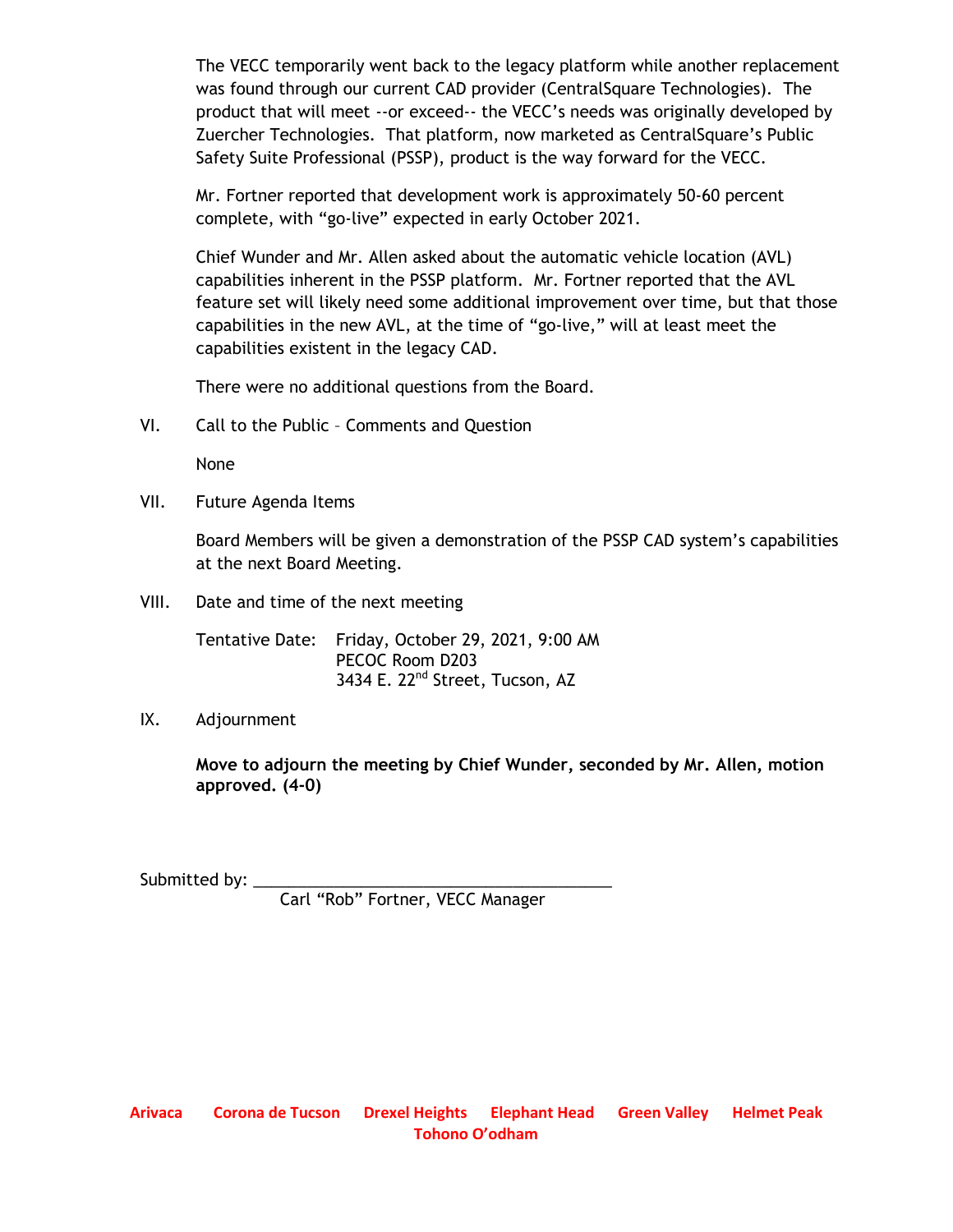The VECC temporarily went back to the legacy platform while another replacement was found through our current CAD provider (CentralSquare Technologies). The product that will meet --or exceed-- the VECC's needs was originally developed by Zuercher Technologies. That platform, now marketed as CentralSquare's Public Safety Suite Professional (PSSP), product is the way forward for the VECC.

Mr. Fortner reported that development work is approximately 50-60 percent complete, with "go-live" expected in early October 2021.

Chief Wunder and Mr. Allen asked about the automatic vehicle location (AVL) capabilities inherent in the PSSP platform. Mr. Fortner reported that the AVL feature set will likely need some additional improvement over time, but that those capabilities in the new AVL, at the time of "go-live," will at least meet the capabilities existent in the legacy CAD.

There were no additional questions from the Board.

VI. Call to the Public – Comments and Question

None

VII. Future Agenda Items

Board Members will be given a demonstration of the PSSP CAD system's capabilities at the next Board Meeting.

VIII. Date and time of the next meeting

Tentative Date: Friday, October 29, 2021, 9:00 AM
PECOC Room D203
3434 E. 22nd Street, Tucson, AZ

IX. Adjournment

**Move to adjourn the meeting by Chief Wunder, seconded by Mr. Allen, motion approved. (4-0)**

Submitted by: ________________________________________
Carl "Rob" Fortner, VECC Manager

**Arivaca Corona de Tucson Drexel Heights Elephant Head Green Valley Helmet Peak Tohono O'odham**